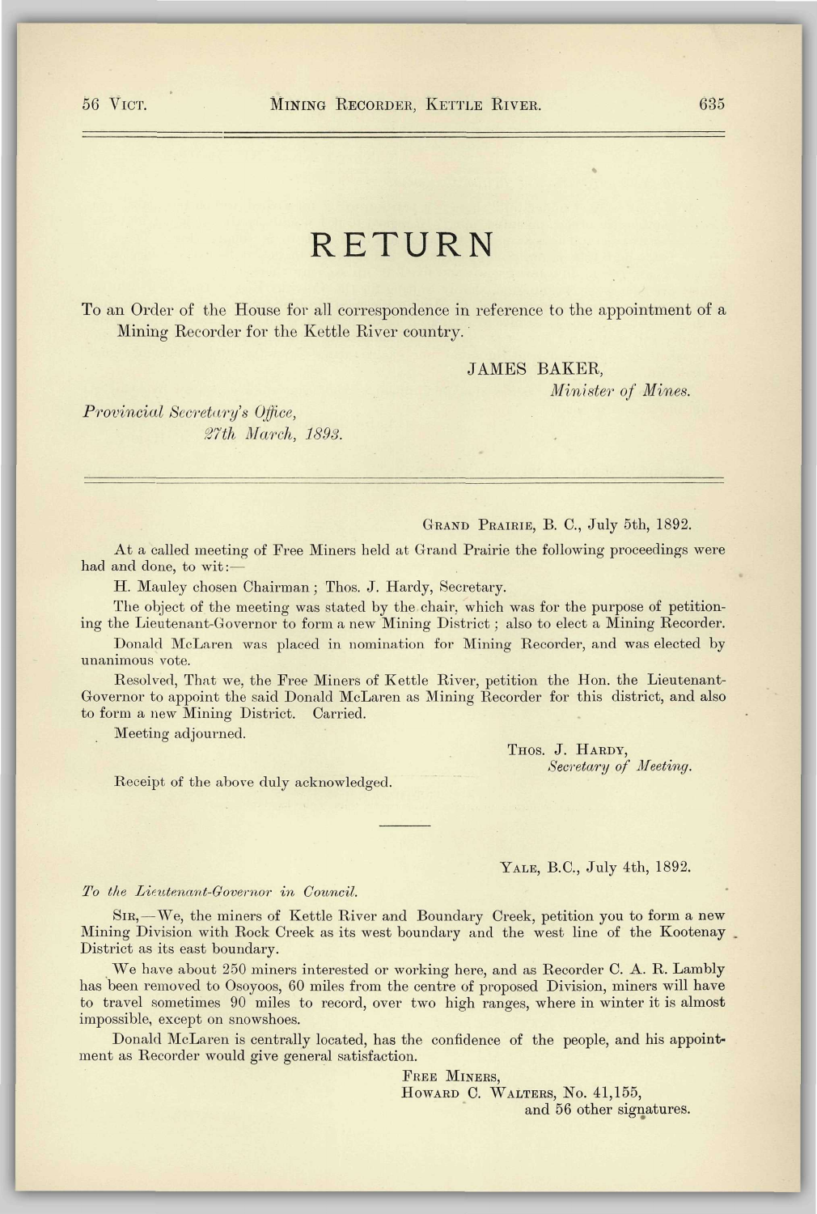# RETURN

To an Order of the House for all correspondence in reference to the appointment of a Mining Recorder for the Kettle River country.

JAMES BAKER,
*Minister of Mines.*

*Provincial Secretary's Office,*
*27th March, 1893.*

---

GRAND PRAIRIE, B. C., July 5th, 1892.

At a called meeting of Free Miners held at Grand Prairie the following proceedings were had and done, to wit:—

H. Mauley chosen Chairman; Thos. J. Hardy, Secretary.

The object of the meeting was stated by the chair, which was for the purpose of petitioning the Lieutenant-Governor to form a new Mining District; also to elect a Mining Recorder.

Donald McLaren was placed in nomination for Mining Recorder, and was elected by unanimous vote.

Resolved, That we, the Free Miners of Kettle River, petition the Hon. the Lieutenant-Governor to appoint the said Donald McLaren as Mining Recorder for this district, and also to form a new Mining District. Carried.

Meeting adjourned.

THOS. J. HARDY,
*Secretary of Meeting.*

Receipt of the above duly acknowledged.

---

YALE, B.C., July 4th, 1892.

*To the Lieutenant-Governor in Council.*

SIR,—We, the miners of Kettle River and Boundary Creek, petition you to form a new Mining Division with Rock Creek as its west boundary and the west line of the Kootenay District as its east boundary.

We have about 250 miners interested or working here, and as Recorder C. A. R. Lambly has been removed to Osoyoos, 60 miles from the centre of proposed Division, miners will have to travel sometimes 90 miles to record, over two high ranges, where in winter it is almost impossible, except on snowshoes.

Donald McLaren is centrally located, has the confidence of the people, and his appointment as Recorder would give general satisfaction.

FREE MINERS,
HOWARD C. WALTERS, No. 41,155,
and 56 other signatures.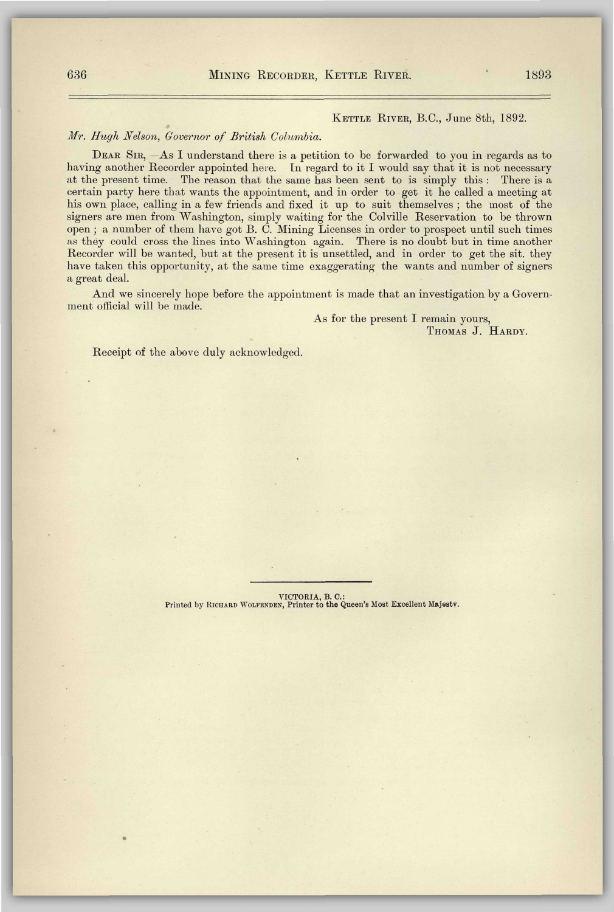Kettle River, B.C., June 8th, 1892.

*Mr. Hugh Nelson, Governor of British Columbia.*

Dear Sir,—As I understand there is a petition to be forwarded to you in regards as to having another Recorder appointed here. In regard to it I would say that it is not necessary at the present time. The reason that the same has been sent to is simply this: There is a certain party here that wants the appointment, and in order to get it he called a meeting at his own place, calling in a few friends and fixed it up to suit themselves; the most of the signers are men from Washington, simply waiting for the Colville Reservation to be thrown open; a number of them have got B. C. Mining Licenses in order to prospect until such times as they could cross the lines into Washington again. There is no doubt but in time another Recorder will be wanted, but at the present it is unsettled, and in order to get the sit. they have taken this opportunity, at the same time exaggerating the wants and number of signers a great deal.

And we sincerely hope before the appointment is made that an investigation by a Government official will be made.

As for the present I remain yours,
Thomas J. Hardy.

Receipt of the above duly acknowledged.

---

VICTORIA, B. C.:
Printed by Richard Wolfenden, Printer to the Queen's Most Excellent Majesty.